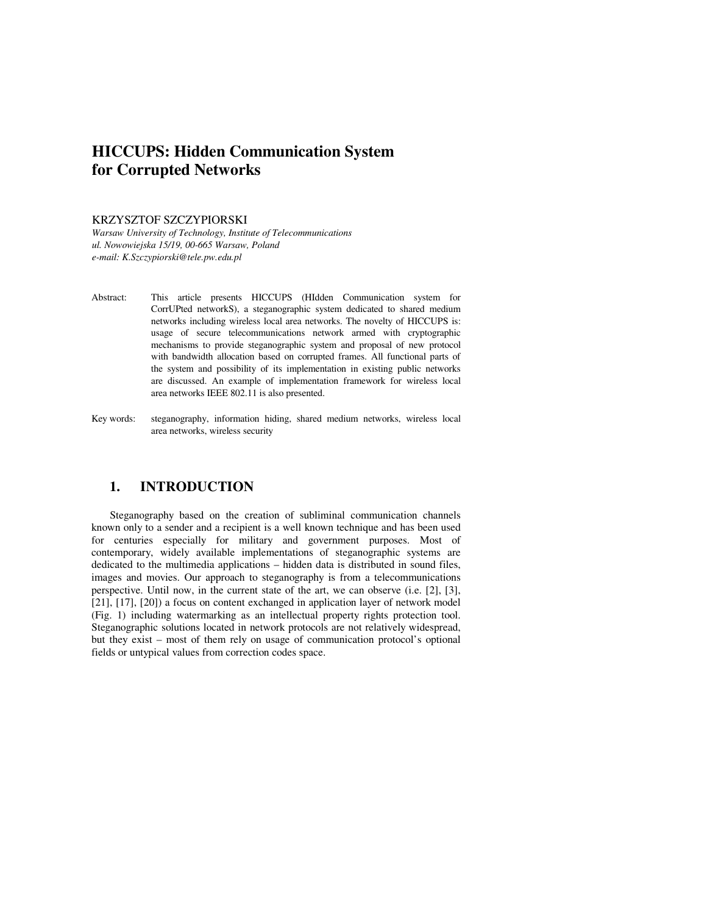# HICCUPS: Hidden Communication System for Corrupted Networks

KRZYSZTOF SZCZYPIORSKI

*Warsaw University of Technology, Institute of Telecommunications*
*ul. Nowowiejska 15/19, 00-665 Warsaw, Poland*
*e-mail: K.Szczypiorski@tele.pw.edu.pl*

Abstract: This article presents HICCUPS (HIdden Communication system for CorrUPted networkS), a steganographic system dedicated to shared medium networks including wireless local area networks. The novelty of HICCUPS is: usage of secure telecommunications network armed with cryptographic mechanisms to provide steganographic system and proposal of new protocol with bandwidth allocation based on corrupted frames. All functional parts of the system and possibility of its implementation in existing public networks are discussed. An example of implementation framework for wireless local area networks IEEE 802.11 is also presented.

Key words: steganography, information hiding, shared medium networks, wireless local area networks, wireless security

## 1. INTRODUCTION

Steganography based on the creation of subliminal communication channels known only to a sender and a recipient is a well known technique and has been used for centuries especially for military and government purposes. Most of contemporary, widely available implementations of steganographic systems are dedicated to the multimedia applications – hidden data is distributed in sound files, images and movies. Our approach to steganography is from a telecommunications perspective. Until now, in the current state of the art, we can observe (i.e. [2], [3], [21], [17], [20]) a focus on content exchanged in application layer of network model (Fig. 1) including watermarking as an intellectual property rights protection tool. Steganographic solutions located in network protocols are not relatively widespread, but they exist – most of them rely on usage of communication protocol's optional fields or untypical values from correction codes space.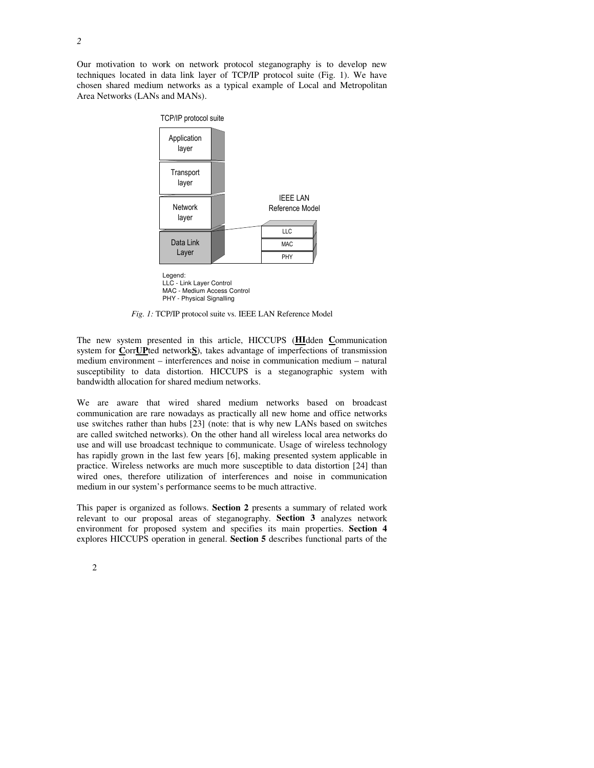Our motivation to work on network protocol steganography is to develop new techniques located in data link layer of TCP/IP protocol suite (Fig. 1). We have chosen shared medium networks as a typical example of Local and Metropolitan Area Networks (LANs and MANs).

TCP/IP protocol suite

| TCP/IP protocol suite | IEEE LAN Reference Model |
| --- | --- |
| Application layer | |
| Transport layer | |
| Network layer | |
| Data Link Layer | LLC |
| | MAC |
| | PHY |

Legend:
LLC - Link Layer Control
MAC - Medium Access Control
PHY - Physical Signalling

*Fig. 1:* TCP/IP protocol suite vs. IEEE LAN Reference Model

The new system presented in this article, HICCUPS (**HI**dden **C**ommunication system for **C**orr**UP**ted network**S**), takes advantage of imperfections of transmission medium environment – interferences and noise in communication medium – natural susceptibility to data distortion. HICCUPS is a steganographic system with bandwidth allocation for shared medium networks.

We are aware that wired shared medium networks based on broadcast communication are rare nowadays as practically all new home and office networks use switches rather than hubs [23] (note: that is why new LANs based on switches are called switched networks). On the other hand all wireless local area networks do use and will use broadcast technique to communicate. Usage of wireless technology has rapidly grown in the last few years [6], making presented system applicable in practice. Wireless networks are much more susceptible to data distortion [24] than wired ones, therefore utilization of interferences and noise in communication medium in our system's performance seems to be much attractive.

This paper is organized as follows. **Section 2** presents a summary of related work relevant to our proposal areas of steganography. **Section 3** analyzes network environment for proposed system and specifies its main properties. **Section 4** explores HICCUPS operation in general. **Section 5** describes functional parts of the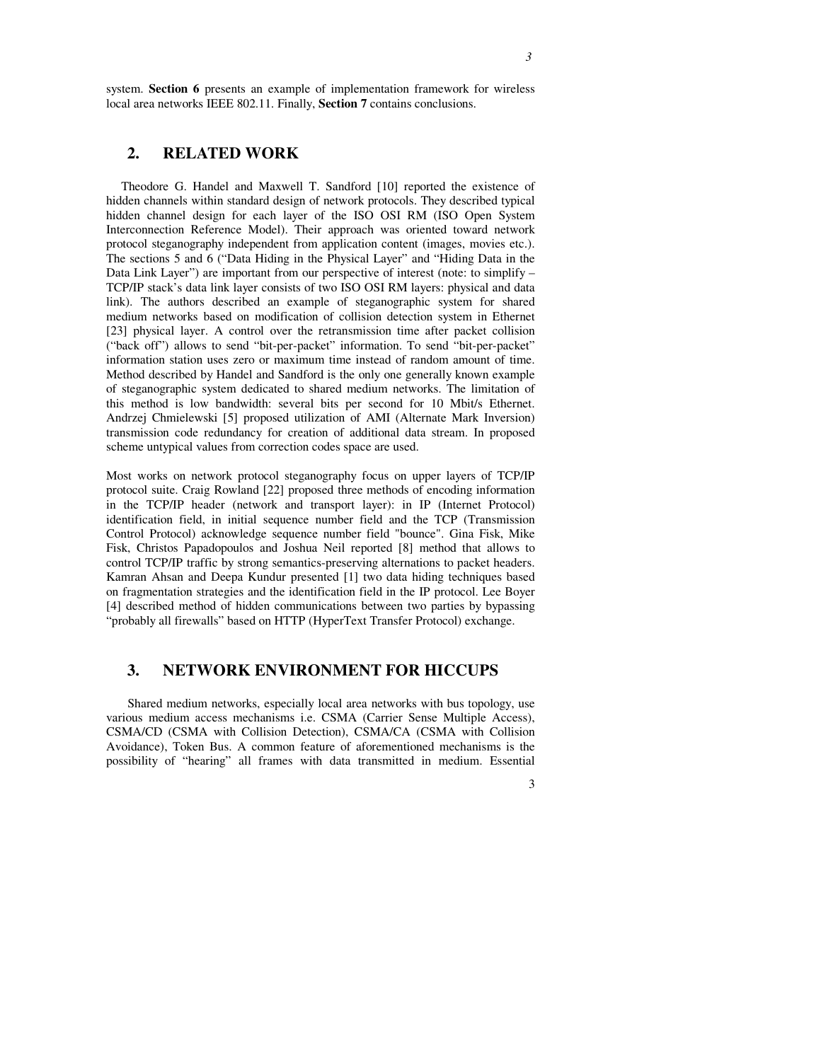system. **Section 6** presents an example of implementation framework for wireless local area networks IEEE 802.11. Finally, **Section 7** contains conclusions.

## 2. RELATED WORK

Theodore G. Handel and Maxwell T. Sandford [10] reported the existence of hidden channels within standard design of network protocols. They described typical hidden channel design for each layer of the ISO OSI RM (ISO Open System Interconnection Reference Model). Their approach was oriented toward network protocol steganography independent from application content (images, movies etc.). The sections 5 and 6 ("Data Hiding in the Physical Layer" and "Hiding Data in the Data Link Layer") are important from our perspective of interest (note: to simplify – TCP/IP stack's data link layer consists of two ISO OSI RM layers: physical and data link). The authors described an example of steganographic system for shared medium networks based on modification of collision detection system in Ethernet [23] physical layer. A control over the retransmission time after packet collision ("back off") allows to send "bit-per-packet" information. To send "bit-per-packet" information station uses zero or maximum time instead of random amount of time. Method described by Handel and Sandford is the only one generally known example of steganographic system dedicated to shared medium networks. The limitation of this method is low bandwidth: several bits per second for 10 Mbit/s Ethernet. Andrzej Chmielewski [5] proposed utilization of AMI (Alternate Mark Inversion) transmission code redundancy for creation of additional data stream. In proposed scheme untypical values from correction codes space are used.

Most works on network protocol steganography focus on upper layers of TCP/IP protocol suite. Craig Rowland [22] proposed three methods of encoding information in the TCP/IP header (network and transport layer): in IP (Internet Protocol) identification field, in initial sequence number field and the TCP (Transmission Control Protocol) acknowledge sequence number field "bounce". Gina Fisk, Mike Fisk, Christos Papadopoulos and Joshua Neil reported [8] method that allows to control TCP/IP traffic by strong semantics-preserving alternations to packet headers. Kamran Ahsan and Deepa Kundur presented [1] two data hiding techniques based on fragmentation strategies and the identification field in the IP protocol. Lee Boyer [4] described method of hidden communications between two parties by bypassing "probably all firewalls" based on HTTP (HyperText Transfer Protocol) exchange.

## 3. NETWORK ENVIRONMENT FOR HICCUPS

Shared medium networks, especially local area networks with bus topology, use various medium access mechanisms i.e. CSMA (Carrier Sense Multiple Access), CSMA/CD (CSMA with Collision Detection), CSMA/CA (CSMA with Collision Avoidance), Token Bus. A common feature of aforementioned mechanisms is the possibility of "hearing" all frames with data transmitted in medium. Essential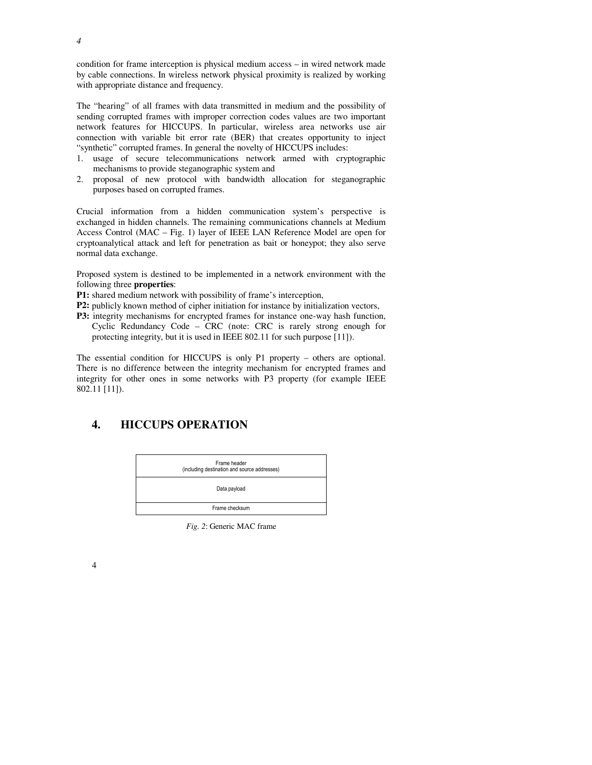condition for frame interception is physical medium access – in wired network made by cable connections. In wireless network physical proximity is realized by working with appropriate distance and frequency.

The "hearing" of all frames with data transmitted in medium and the possibility of sending corrupted frames with improper correction codes values are two important network features for HICCUPS. In particular, wireless area networks use air connection with variable bit error rate (BER) that creates opportunity to inject "synthetic" corrupted frames. In general the novelty of HICCUPS includes:

1. usage of secure telecommunications network armed with cryptographic mechanisms to provide steganographic system and
2. proposal of new protocol with bandwidth allocation for steganographic purposes based on corrupted frames.

Crucial information from a hidden communication system's perspective is exchanged in hidden channels. The remaining communications channels at Medium Access Control (MAC – Fig. 1) layer of IEEE LAN Reference Model are open for cryptoanalytical attack and left for penetration as bait or honeypot; they also serve normal data exchange.

Proposed system is destined to be implemented in a network environment with the following three **properties**:

**P1:** shared medium network with possibility of frame's interception,

**P2:** publicly known method of cipher initiation for instance by initialization vectors,

**P3:** integrity mechanisms for encrypted frames for instance one-way hash function, Cyclic Redundancy Code – CRC (note: CRC is rarely strong enough for protecting integrity, but it is used in IEEE 802.11 for such purpose [11]).

The essential condition for HICCUPS is only P1 property – others are optional. There is no difference between the integrity mechanism for encrypted frames and integrity for other ones in some networks with P3 property (for example IEEE 802.11 [11]).

## 4. HICCUPS OPERATION

| Frame header (including destination and source addresses) |
|---|
| Data payload |
| Frame checksum |

*Fig. 2*: Generic MAC frame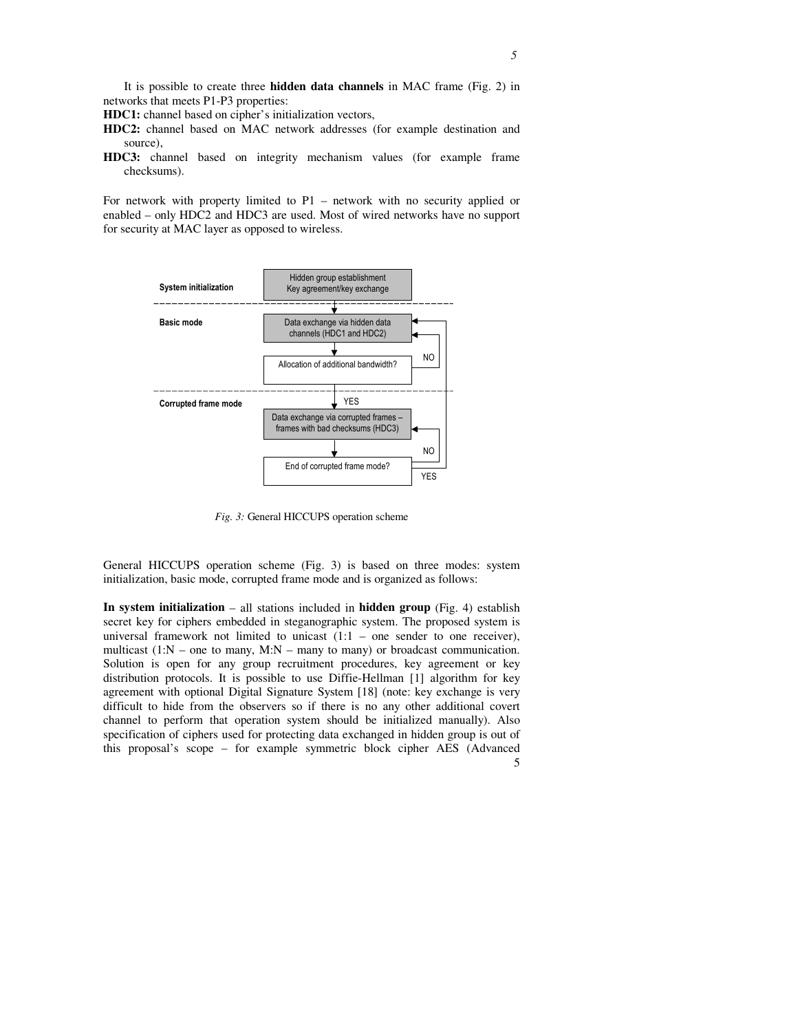It is possible to create three **hidden data channels** in MAC frame (Fig. 2) in networks that meets P1-P3 properties:

**HDC1:** channel based on cipher's initialization vectors,

**HDC2:** channel based on MAC network addresses (for example destination and source),

**HDC3:** channel based on integrity mechanism values (for example frame checksums).

For network with property limited to P1 – network with no security applied or enabled – only HDC2 and HDC3 are used. Most of wired networks have no support for security at MAC layer as opposed to wireless.

*Fig. 3:* General HICCUPS operation scheme

General HICCUPS operation scheme (Fig. 3) is based on three modes: system initialization, basic mode, corrupted frame mode and is organized as follows:

**In system initialization** – all stations included in **hidden group** (Fig. 4) establish secret key for ciphers embedded in steganographic system. The proposed system is universal framework not limited to unicast (1:1 – one sender to one receiver), multicast (1:N – one to many, M:N – many to many) or broadcast communication. Solution is open for any group recruitment procedures, key agreement or key distribution protocols. It is possible to use Diffie-Hellman [1] algorithm for key agreement with optional Digital Signature System [18] (note: key exchange is very difficult to hide from the observers so if there is no any other additional covert channel to perform that operation system should be initialized manually). Also specification of ciphers used for protecting data exchanged in hidden group is out of this proposal's scope – for example symmetric block cipher AES (Advanced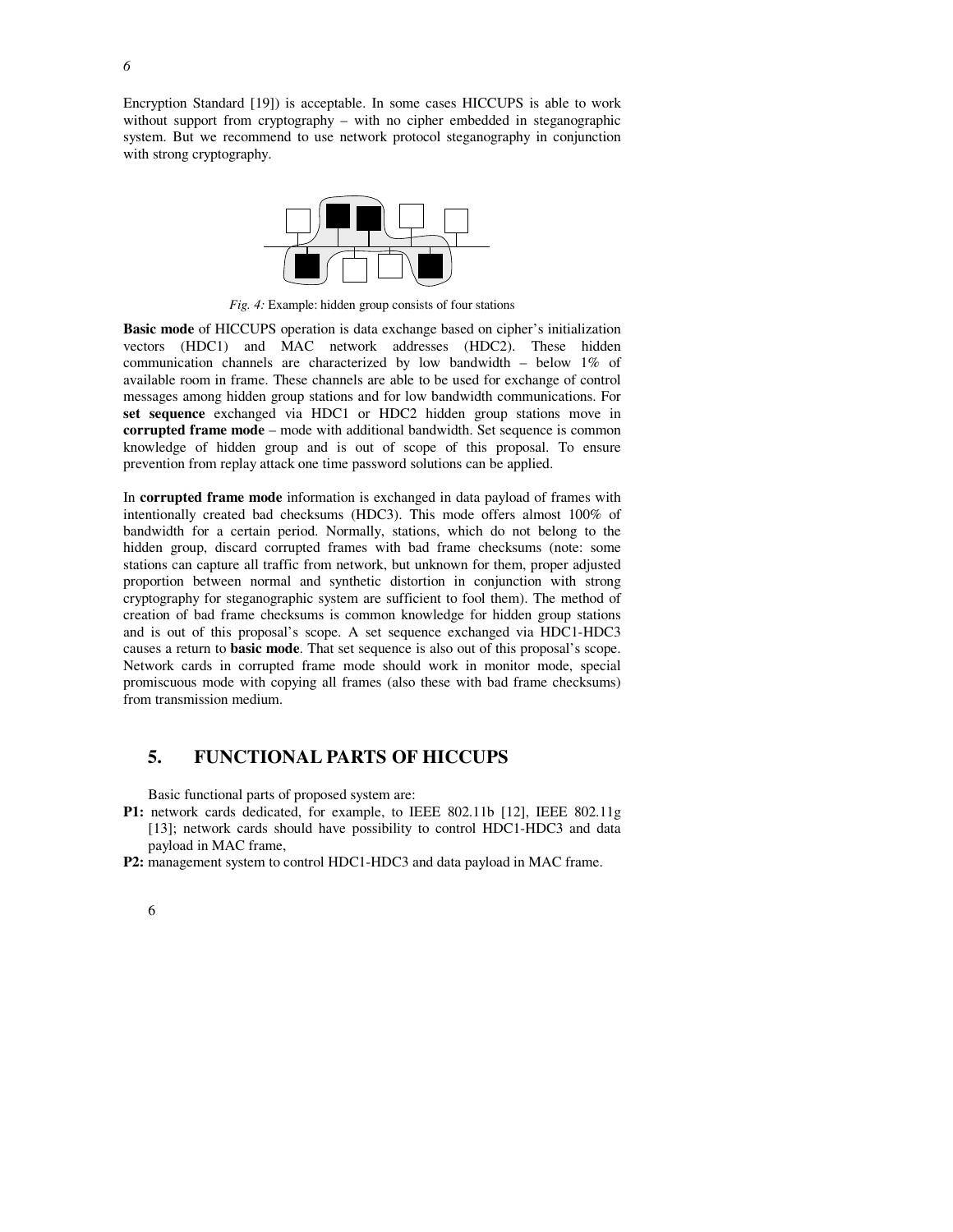Encryption Standard [19]) is acceptable. In some cases HICCUPS is able to work without support from cryptography – with no cipher embedded in steganographic system. But we recommend to use network protocol steganography in conjunction with strong cryptography.

*Fig. 4:* Example: hidden group consists of four stations

**Basic mode** of HICCUPS operation is data exchange based on cipher's initialization vectors (HDC1) and MAC network addresses (HDC2). These hidden communication channels are characterized by low bandwidth – below 1% of available room in frame. These channels are able to be used for exchange of control messages among hidden group stations and for low bandwidth communications. For **set sequence** exchanged via HDC1 or HDC2 hidden group stations move in **corrupted frame mode** – mode with additional bandwidth. Set sequence is common knowledge of hidden group and is out of scope of this proposal. To ensure prevention from replay attack one time password solutions can be applied.

In **corrupted frame mode** information is exchanged in data payload of frames with intentionally created bad checksums (HDC3). This mode offers almost 100% of bandwidth for a certain period. Normally, stations, which do not belong to the hidden group, discard corrupted frames with bad frame checksums (note: some stations can capture all traffic from network, but unknown for them, proper adjusted proportion between normal and synthetic distortion in conjunction with strong cryptography for steganographic system are sufficient to fool them). The method of creation of bad frame checksums is common knowledge for hidden group stations and is out of this proposal's scope. A set sequence exchanged via HDC1-HDC3 causes a return to **basic mode**. That set sequence is also out of this proposal's scope. Network cards in corrupted frame mode should work in monitor mode, special promiscuous mode with copying all frames (also these with bad frame checksums) from transmission medium.

## 5. FUNCTIONAL PARTS OF HICCUPS

Basic functional parts of proposed system are:

- **P1:** network cards dedicated, for example, to IEEE 802.11b [12], IEEE 802.11g [13]; network cards should have possibility to control HDC1-HDC3 and data payload in MAC frame,
- **P2:** management system to control HDC1-HDC3 and data payload in MAC frame.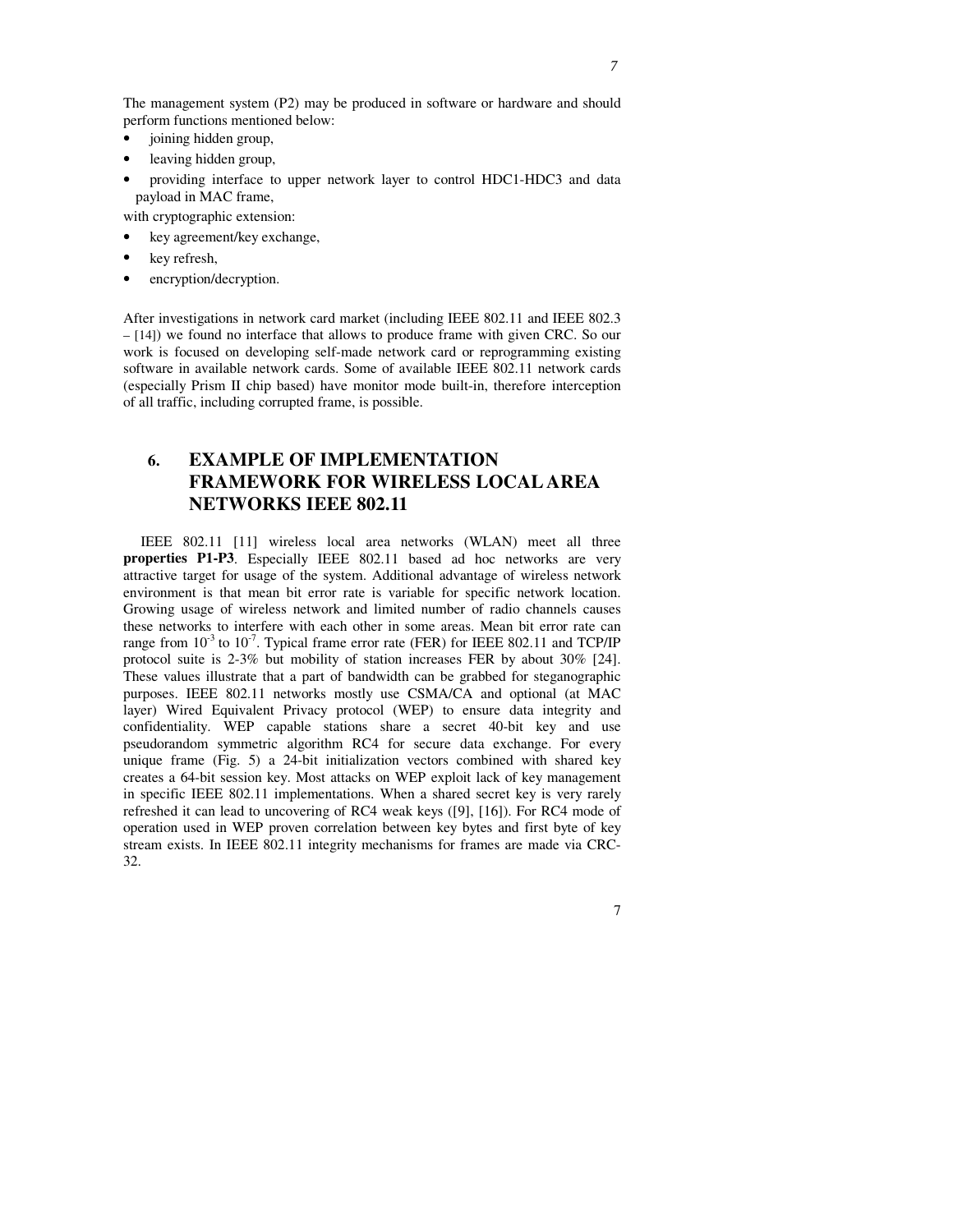The management system (P2) may be produced in software or hardware and should perform functions mentioned below:

- joining hidden group,
- leaving hidden group,
- providing interface to upper network layer to control HDC1-HDC3 and data payload in MAC frame,

with cryptographic extension:

- key agreement/key exchange,
- key refresh,
- encryption/decryption.

After investigations in network card market (including IEEE 802.11 and IEEE 802.3 – [14]) we found no interface that allows to produce frame with given CRC. So our work is focused on developing self-made network card or reprogramming existing software in available network cards. Some of available IEEE 802.11 network cards (especially Prism II chip based) have monitor mode built-in, therefore interception of all traffic, including corrupted frame, is possible.

## 6. EXAMPLE OF IMPLEMENTATION FRAMEWORK FOR WIRELESS LOCAL AREA NETWORKS IEEE 802.11

IEEE 802.11 [11] wireless local area networks (WLAN) meet all three **properties P1-P3**. Especially IEEE 802.11 based ad hoc networks are very attractive target for usage of the system. Additional advantage of wireless network environment is that mean bit error rate is variable for specific network location. Growing usage of wireless network and limited number of radio channels causes these networks to interfere with each other in some areas. Mean bit error rate can range from $10^{-3}$ to $10^{-7}$. Typical frame error rate (FER) for IEEE 802.11 and TCP/IP protocol suite is 2-3% but mobility of station increases FER by about 30% [24]. These values illustrate that a part of bandwidth can be grabbed for steganographic purposes. IEEE 802.11 networks mostly use CSMA/CA and optional (at MAC layer) Wired Equivalent Privacy protocol (WEP) to ensure data integrity and confidentiality. WEP capable stations share a secret 40-bit key and use pseudorandom symmetric algorithm RC4 for secure data exchange. For every unique frame (Fig. 5) a 24-bit initialization vectors combined with shared key creates a 64-bit session key. Most attacks on WEP exploit lack of key management in specific IEEE 802.11 implementations. When a shared secret key is very rarely refreshed it can lead to uncovering of RC4 weak keys ([9], [16]). For RC4 mode of operation used in WEP proven correlation between key bytes and first byte of key stream exists. In IEEE 802.11 integrity mechanisms for frames are made via CRC-32.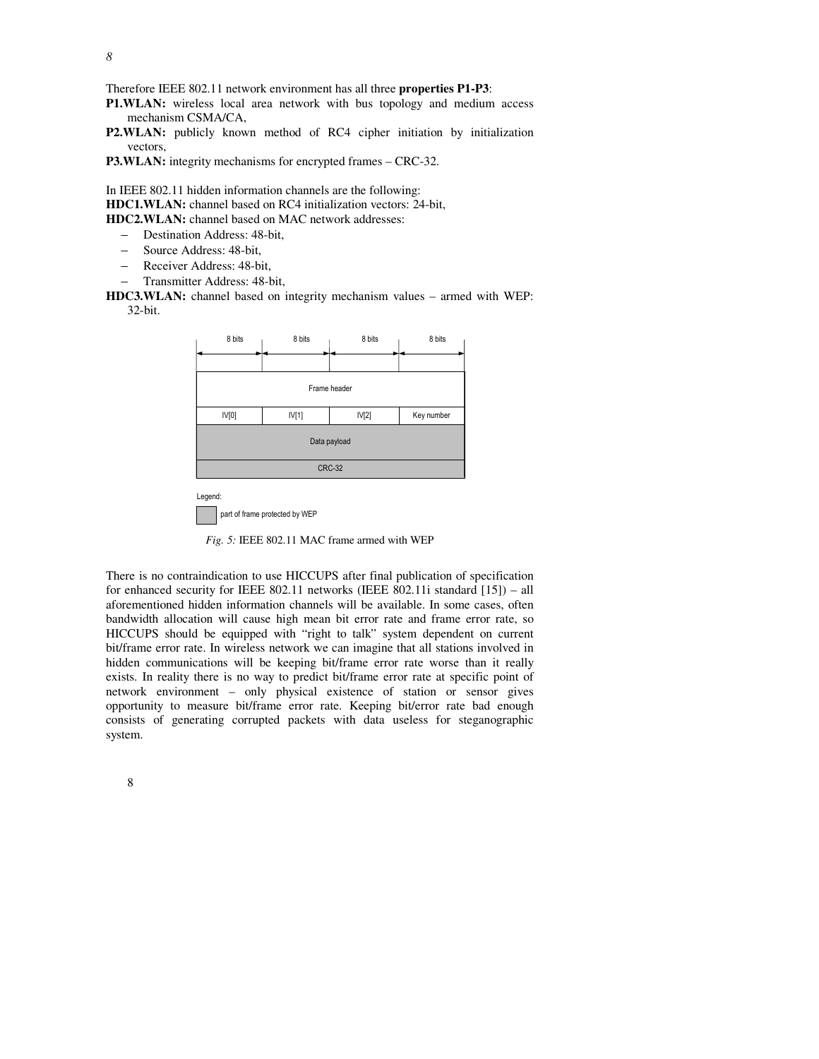Therefore IEEE 802.11 network environment has all three **properties P1-P3**:

**P1.WLAN:** wireless local area network with bus topology and medium access mechanism CSMA/CA,

**P2.WLAN:** publicly known method of RC4 cipher initiation by initialization vectors,

**P3.WLAN:** integrity mechanisms for encrypted frames – CRC-32.

In IEEE 802.11 hidden information channels are the following:

**HDC1.WLAN:** channel based on RC4 initialization vectors: 24-bit,

**HDC2.WLAN:** channel based on MAC network addresses:

- Destination Address: 48-bit,
- Source Address: 48-bit,
- Receiver Address: 48-bit,
- Transmitter Address: 48-bit,

**HDC3.WLAN:** channel based on integrity mechanism values – armed with WEP: 32-bit.

| 8 bits | 8 bits | 8 bits | 8 bits |
|---|---|---|---|
| Frame header | | | |
| IV[0] | IV[1] | IV[2] | Key number |
| Data payload | | | |
| CRC-32 | | | |

Legend: part of frame protected by WEP (Data payload, CRC-32)

*Fig. 5:* IEEE 802.11 MAC frame armed with WEP

There is no contraindication to use HICCUPS after final publication of specification for enhanced security for IEEE 802.11 networks (IEEE 802.11i standard [15]) – all aforementioned hidden information channels will be available. In some cases, often bandwidth allocation will cause high mean bit error rate and frame error rate, so HICCUPS should be equipped with "right to talk" system dependent on current bit/frame error rate. In wireless network we can imagine that all stations involved in hidden communications will be keeping bit/frame error rate worse than it really exists. In reality there is no way to predict bit/frame error rate at specific point of network environment – only physical existence of station or sensor gives opportunity to measure bit/frame error rate. Keeping bit/error rate bad enough consists of generating corrupted packets with data useless for steganographic system.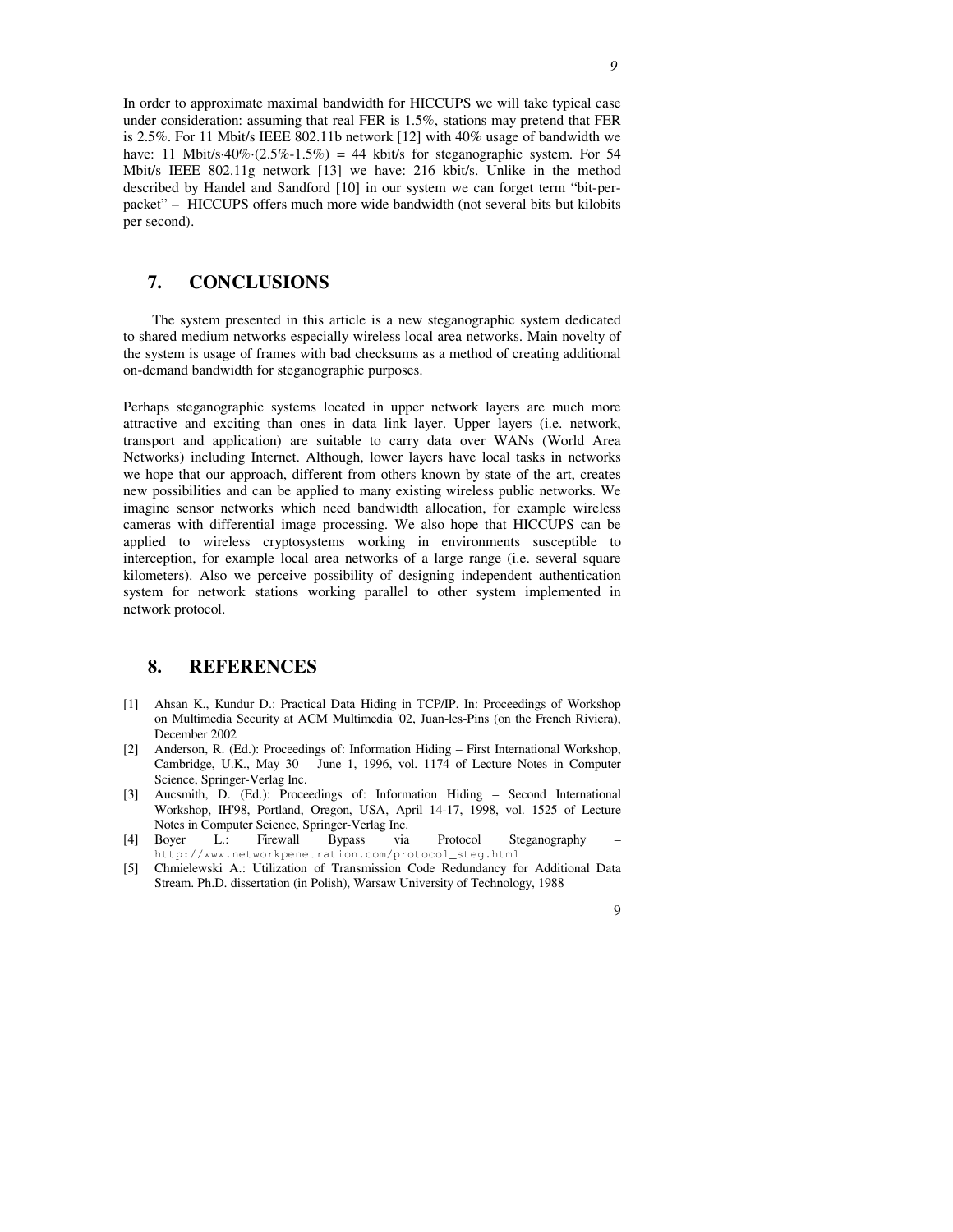In order to approximate maximal bandwidth for HICCUPS we will take typical case under consideration: assuming that real FER is 1.5%, stations may pretend that FER is 2.5%. For 11 Mbit/s IEEE 802.11b network [12] with 40% usage of bandwidth we have: 11 Mbit/s·40%·(2.5%-1.5%) = 44 kbit/s for steganographic system. For 54 Mbit/s IEEE 802.11g network [13] we have: 216 kbit/s. Unlike in the method described by Handel and Sandford [10] in our system we can forget term "bit-per-packet" – HICCUPS offers much more wide bandwidth (not several bits but kilobits per second).

## 7. CONCLUSIONS

The system presented in this article is a new steganographic system dedicated to shared medium networks especially wireless local area networks. Main novelty of the system is usage of frames with bad checksums as a method of creating additional on-demand bandwidth for steganographic purposes.

Perhaps steganographic systems located in upper network layers are much more attractive and exciting than ones in data link layer. Upper layers (i.e. network, transport and application) are suitable to carry data over WANs (World Area Networks) including Internet. Although, lower layers have local tasks in networks we hope that our approach, different from others known by state of the art, creates new possibilities and can be applied to many existing wireless public networks. We imagine sensor networks which need bandwidth allocation, for example wireless cameras with differential image processing. We also hope that HICCUPS can be applied to wireless cryptosystems working in environments susceptible to interception, for example local area networks of a large range (i.e. several square kilometers). Also we perceive possibility of designing independent authentication system for network stations working parallel to other system implemented in network protocol.

## 8. REFERENCES

[1] Ahsan K., Kundur D.: Practical Data Hiding in TCP/IP. In: Proceedings of Workshop on Multimedia Security at ACM Multimedia '02, Juan-les-Pins (on the French Riviera), December 2002

[2] Anderson, R. (Ed.): Proceedings of: Information Hiding – First International Workshop, Cambridge, U.K., May 30 – June 1, 1996, vol. 1174 of Lecture Notes in Computer Science, Springer-Verlag Inc.

[3] Aucsmith, D. (Ed.): Proceedings of: Information Hiding – Second International Workshop, IH'98, Portland, Oregon, USA, April 14-17, 1998, vol. 1525 of Lecture Notes in Computer Science, Springer-Verlag Inc.

[4] Boyer L.: Firewall Bypass via Protocol Steganography – http://www.networkpenetration.com/protocol_steg.html

[5] Chmielewski A.: Utilization of Transmission Code Redundancy for Additional Data Stream. Ph.D. dissertation (in Polish), Warsaw University of Technology, 1988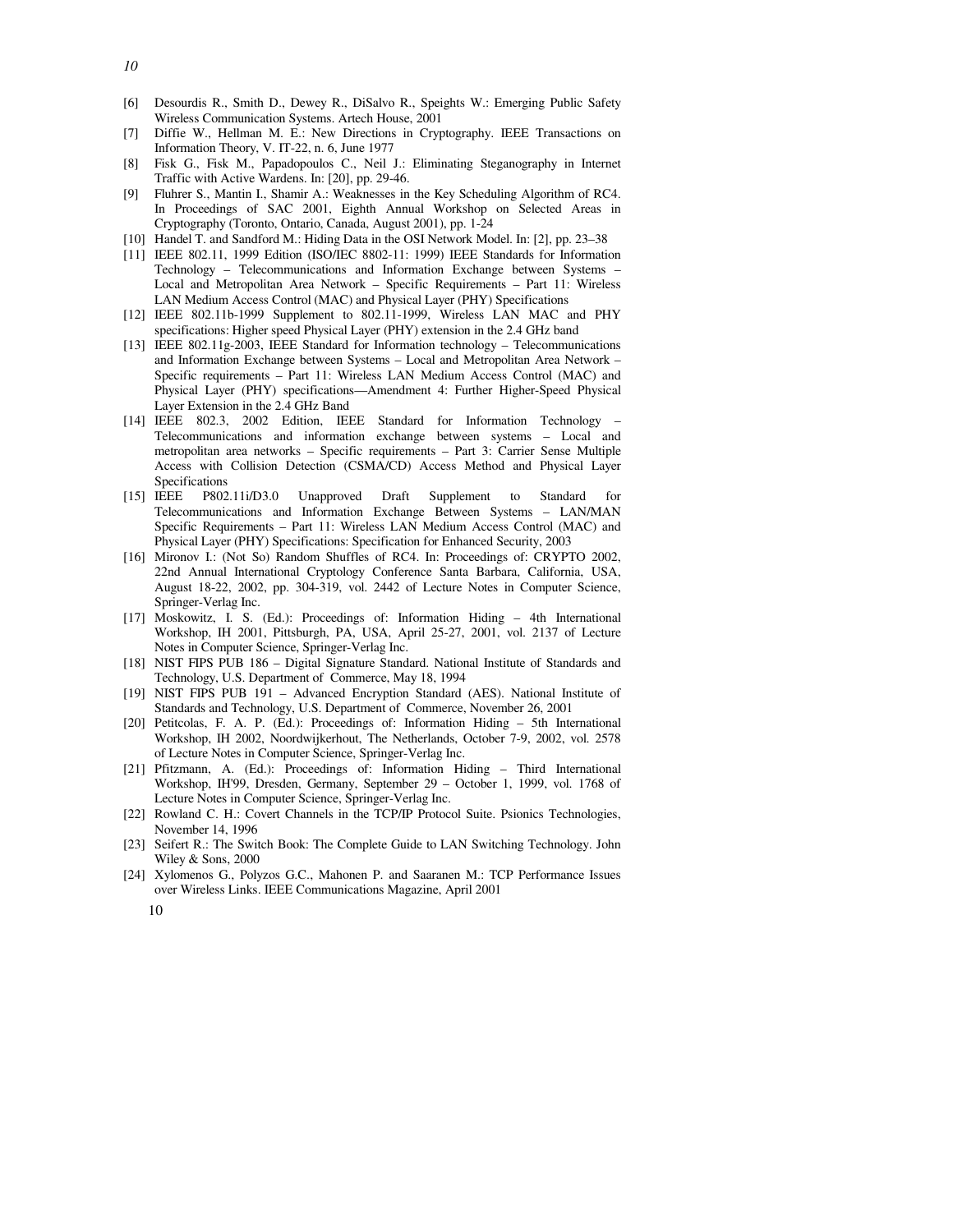- [6] Desourdis R., Smith D., Dewey R., DiSalvo R., Speights W.: Emerging Public Safety Wireless Communication Systems. Artech House, 2001
- [7] Diffie W., Hellman M. E.: New Directions in Cryptography. IEEE Transactions on Information Theory, V. IT-22, n. 6, June 1977
- [8] Fisk G., Fisk M., Papadopoulos C., Neil J.: Eliminating Steganography in Internet Traffic with Active Wardens. In: [20], pp. 29-46.
- [9] Fluhrer S., Mantin I., Shamir A.: Weaknesses in the Key Scheduling Algorithm of RC4. In Proceedings of SAC 2001, Eighth Annual Workshop on Selected Areas in Cryptography (Toronto, Ontario, Canada, August 2001), pp. 1-24
- [10] Handel T. and Sandford M.: Hiding Data in the OSI Network Model. In: [2], pp. 23–38
- [11] IEEE 802.11, 1999 Edition (ISO/IEC 8802-11: 1999) IEEE Standards for Information Technology – Telecommunications and Information Exchange between Systems – Local and Metropolitan Area Network – Specific Requirements – Part 11: Wireless LAN Medium Access Control (MAC) and Physical Layer (PHY) Specifications
- [12] IEEE 802.11b-1999 Supplement to 802.11-1999, Wireless LAN MAC and PHY specifications: Higher speed Physical Layer (PHY) extension in the 2.4 GHz band
- [13] IEEE 802.11g-2003, IEEE Standard for Information technology – Telecommunications and Information Exchange between Systems – Local and Metropolitan Area Network – Specific requirements – Part 11: Wireless LAN Medium Access Control (MAC) and Physical Layer (PHY) specifications—Amendment 4: Further Higher-Speed Physical Layer Extension in the 2.4 GHz Band
- [14] IEEE 802.3, 2002 Edition, IEEE Standard for Information Technology – Telecommunications and information exchange between systems – Local and metropolitan area networks – Specific requirements – Part 3: Carrier Sense Multiple Access with Collision Detection (CSMA/CD) Access Method and Physical Layer Specifications
- [15] IEEE P802.11i/D3.0 Unapproved Draft Supplement to Standard for Telecommunications and Information Exchange Between Systems – LAN/MAN Specific Requirements – Part 11: Wireless LAN Medium Access Control (MAC) and Physical Layer (PHY) Specifications: Specification for Enhanced Security, 2003
- [16] Mironov I.: (Not So) Random Shuffles of RC4. In: Proceedings of: CRYPTO 2002, 22nd Annual International Cryptology Conference Santa Barbara, California, USA, August 18-22, 2002, pp. 304-319, vol. 2442 of Lecture Notes in Computer Science, Springer-Verlag Inc.
- [17] Moskowitz, I. S. (Ed.): Proceedings of: Information Hiding – 4th International Workshop, IH 2001, Pittsburgh, PA, USA, April 25-27, 2001, vol. 2137 of Lecture Notes in Computer Science, Springer-Verlag Inc.
- [18] NIST FIPS PUB 186 – Digital Signature Standard. National Institute of Standards and Technology, U.S. Department of Commerce, May 18, 1994
- [19] NIST FIPS PUB 191 – Advanced Encryption Standard (AES). National Institute of Standards and Technology, U.S. Department of Commerce, November 26, 2001
- [20] Petitcolas, F. A. P. (Ed.): Proceedings of: Information Hiding – 5th International Workshop, IH 2002, Noordwijkerhout, The Netherlands, October 7-9, 2002, vol. 2578 of Lecture Notes in Computer Science, Springer-Verlag Inc.
- [21] Pfitzmann, A. (Ed.): Proceedings of: Information Hiding – Third International Workshop, IH'99, Dresden, Germany, September 29 – October 1, 1999, vol. 1768 of Lecture Notes in Computer Science, Springer-Verlag Inc.
- [22] Rowland C. H.: Covert Channels in the TCP/IP Protocol Suite. Psionics Technologies, November 14, 1996
- [23] Seifert R.: The Switch Book: The Complete Guide to LAN Switching Technology. John Wiley & Sons, 2000
- [24] Xylomenos G., Polyzos G.C., Mahonen P. and Saaranen M.: TCP Performance Issues over Wireless Links. IEEE Communications Magazine, April 2001